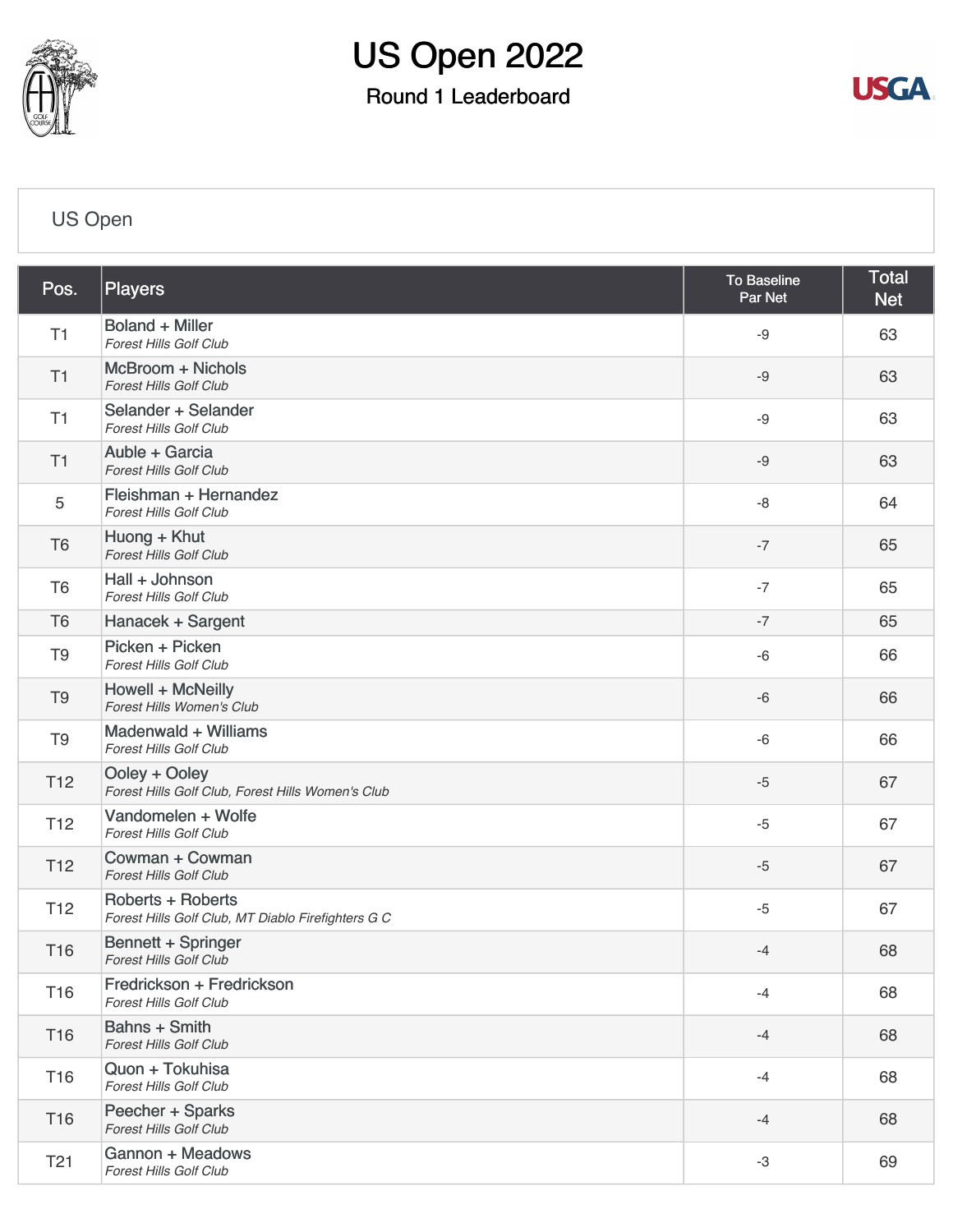# US Open 2022

## Round 1 Leaderboard

### US Open

| Pos. | Players | To Baseline Par Net | Total Net |
|---|---|---|---|
| T1 | Boland + Miller<br>*Forest Hills Golf Club* | -9 | 63 |
| T1 | McBroom + Nichols<br>*Forest Hills Golf Club* | -9 | 63 |
| T1 | Selander + Selander<br>*Forest Hills Golf Club* | -9 | 63 |
| T1 | Auble + Garcia<br>*Forest Hills Golf Club* | -9 | 63 |
| 5 | Fleishman + Hernandez<br>*Forest Hills Golf Club* | -8 | 64 |
| T6 | Huong + Khut<br>*Forest Hills Golf Club* | -7 | 65 |
| T6 | Hall + Johnson<br>*Forest Hills Golf Club* | -7 | 65 |
| T6 | Hanacek + Sargent | -7 | 65 |
| T9 | Picken + Picken<br>*Forest Hills Golf Club* | -6 | 66 |
| T9 | Howell + McNeilly<br>*Forest Hills Women's Club* | -6 | 66 |
| T9 | Madenwald + Williams<br>*Forest Hills Golf Club* | -6 | 66 |
| T12 | Ooley + Ooley<br>*Forest Hills Golf Club, Forest Hills Women's Club* | -5 | 67 |
| T12 | Vandomelen + Wolfe<br>*Forest Hills Golf Club* | -5 | 67 |
| T12 | Cowman + Cowman<br>*Forest Hills Golf Club* | -5 | 67 |
| T12 | Roberts + Roberts<br>*Forest Hills Golf Club, MT Diablo Firefighters G C* | -5 | 67 |
| T16 | Bennett + Springer<br>*Forest Hills Golf Club* | -4 | 68 |
| T16 | Fredrickson + Fredrickson<br>*Forest Hills Golf Club* | -4 | 68 |
| T16 | Bahns + Smith<br>*Forest Hills Golf Club* | -4 | 68 |
| T16 | Quon + Tokuhisa<br>*Forest Hills Golf Club* | -4 | 68 |
| T16 | Peecher + Sparks<br>*Forest Hills Golf Club* | -4 | 68 |
| T21 | Gannon + Meadows<br>*Forest Hills Golf Club* | -3 | 69 |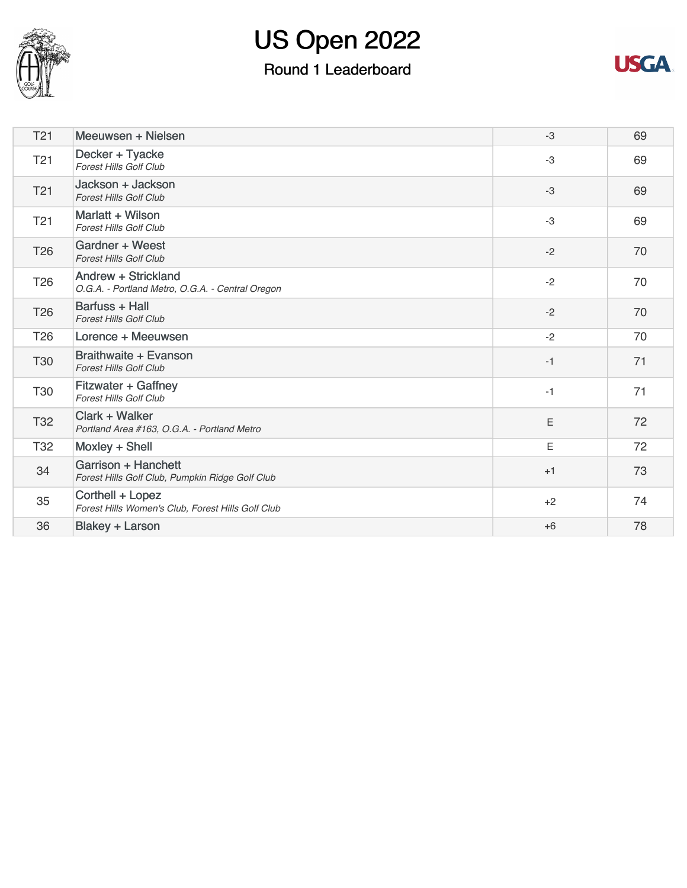# US Open 2022

## Round 1 Leaderboard

| Pos | Team | To Par | Score |
|---|---|---|---|
| T21 | Meeuwsen + Nielsen | -3 | 69 |
| T21 | Decker + Tyacke<br>*Forest Hills Golf Club* | -3 | 69 |
| T21 | Jackson + Jackson<br>*Forest Hills Golf Club* | -3 | 69 |
| T21 | Marlatt + Wilson<br>*Forest Hills Golf Club* | -3 | 69 |
| T26 | Gardner + Weest<br>*Forest Hills Golf Club* | -2 | 70 |
| T26 | Andrew + Strickland<br>*O.G.A. - Portland Metro, O.G.A. - Central Oregon* | -2 | 70 |
| T26 | Barfuss + Hall<br>*Forest Hills Golf Club* | -2 | 70 |
| T26 | Lorence + Meeuwsen | -2 | 70 |
| T30 | Braithwaite + Evanson<br>*Forest Hills Golf Club* | -1 | 71 |
| T30 | Fitzwater + Gaffney<br>*Forest Hills Golf Club* | -1 | 71 |
| T32 | Clark + Walker<br>*Portland Area #163, O.G.A. - Portland Metro* | E | 72 |
| T32 | Moxley + Shell | E | 72 |
| 34 | Garrison + Hanchett<br>*Forest Hills Golf Club, Pumpkin Ridge Golf Club* | +1 | 73 |
| 35 | Corthell + Lopez<br>*Forest Hills Women's Club, Forest Hills Golf Club* | +2 | 74 |
| 36 | Blakey + Larson | +6 | 78 |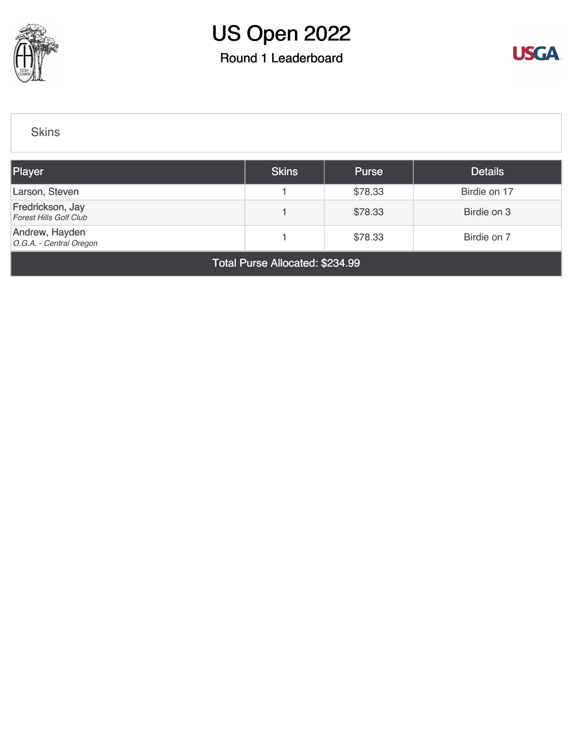# US Open 2022

## Round 1 Leaderboard

### Skins

| Player | Skins | Purse | Details |
|---|---|---|---|
| Larson, Steven | 1 | $78.33 | Birdie on 17 |
| Fredrickson, Jay<br>*Forest Hills Golf Club* | 1 | $78.33 | Birdie on 3 |
| Andrew, Hayden<br>*O.G.A. - Central Oregon* | 1 | $78.33 | Birdie on 7 |
| Total Purse Allocated: $234.99 | | | |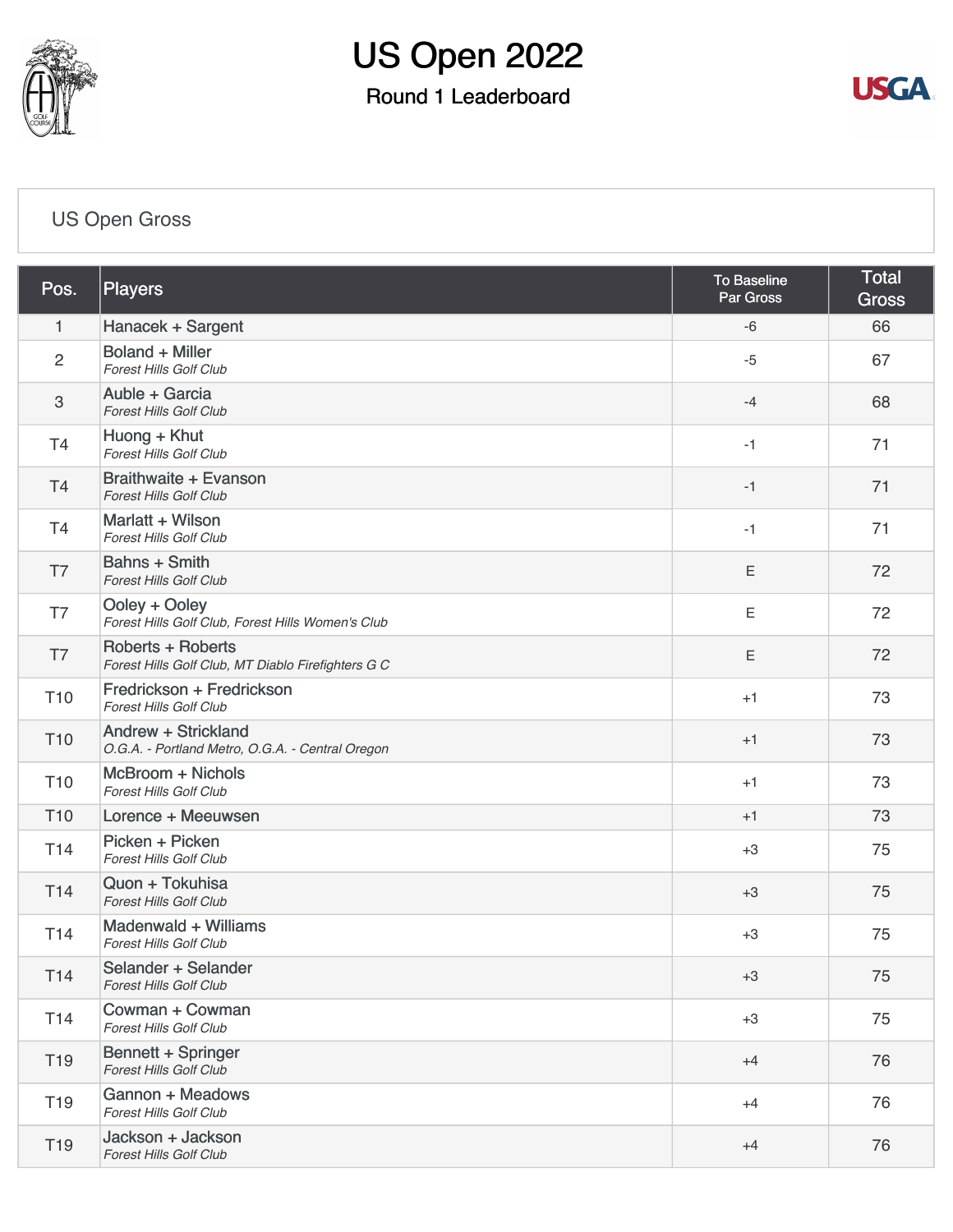# US Open 2022

## Round 1 Leaderboard

### US Open Gross

| Pos. | Players | To Baseline Par Gross | Total Gross |
|---|---|---|---|
| 1 | Hanacek + Sargent | -6 | 66 |
| 2 | Boland + Miller<br>*Forest Hills Golf Club* | -5 | 67 |
| 3 | Auble + Garcia<br>*Forest Hills Golf Club* | -4 | 68 |
| T4 | Huong + Khut<br>*Forest Hills Golf Club* | -1 | 71 |
| T4 | Braithwaite + Evanson<br>*Forest Hills Golf Club* | -1 | 71 |
| T4 | Marlatt + Wilson<br>*Forest Hills Golf Club* | -1 | 71 |
| T7 | Bahns + Smith<br>*Forest Hills Golf Club* | E | 72 |
| T7 | Ooley + Ooley<br>*Forest Hills Golf Club, Forest Hills Women's Club* | E | 72 |
| T7 | Roberts + Roberts<br>*Forest Hills Golf Club, MT Diablo Firefighters G C* | E | 72 |
| T10 | Fredrickson + Fredrickson<br>*Forest Hills Golf Club* | +1 | 73 |
| T10 | Andrew + Strickland<br>*O.G.A. - Portland Metro, O.G.A. - Central Oregon* | +1 | 73 |
| T10 | McBroom + Nichols<br>*Forest Hills Golf Club* | +1 | 73 |
| T10 | Lorence + Meeuwsen | +1 | 73 |
| T14 | Picken + Picken<br>*Forest Hills Golf Club* | +3 | 75 |
| T14 | Quon + Tokuhisa<br>*Forest Hills Golf Club* | +3 | 75 |
| T14 | Madenwald + Williams<br>*Forest Hills Golf Club* | +3 | 75 |
| T14 | Selander + Selander<br>*Forest Hills Golf Club* | +3 | 75 |
| T14 | Cowman + Cowman<br>*Forest Hills Golf Club* | +3 | 75 |
| T19 | Bennett + Springer<br>*Forest Hills Golf Club* | +4 | 76 |
| T19 | Gannon + Meadows<br>*Forest Hills Golf Club* | +4 | 76 |
| T19 | Jackson + Jackson<br>*Forest Hills Golf Club* | +4 | 76 |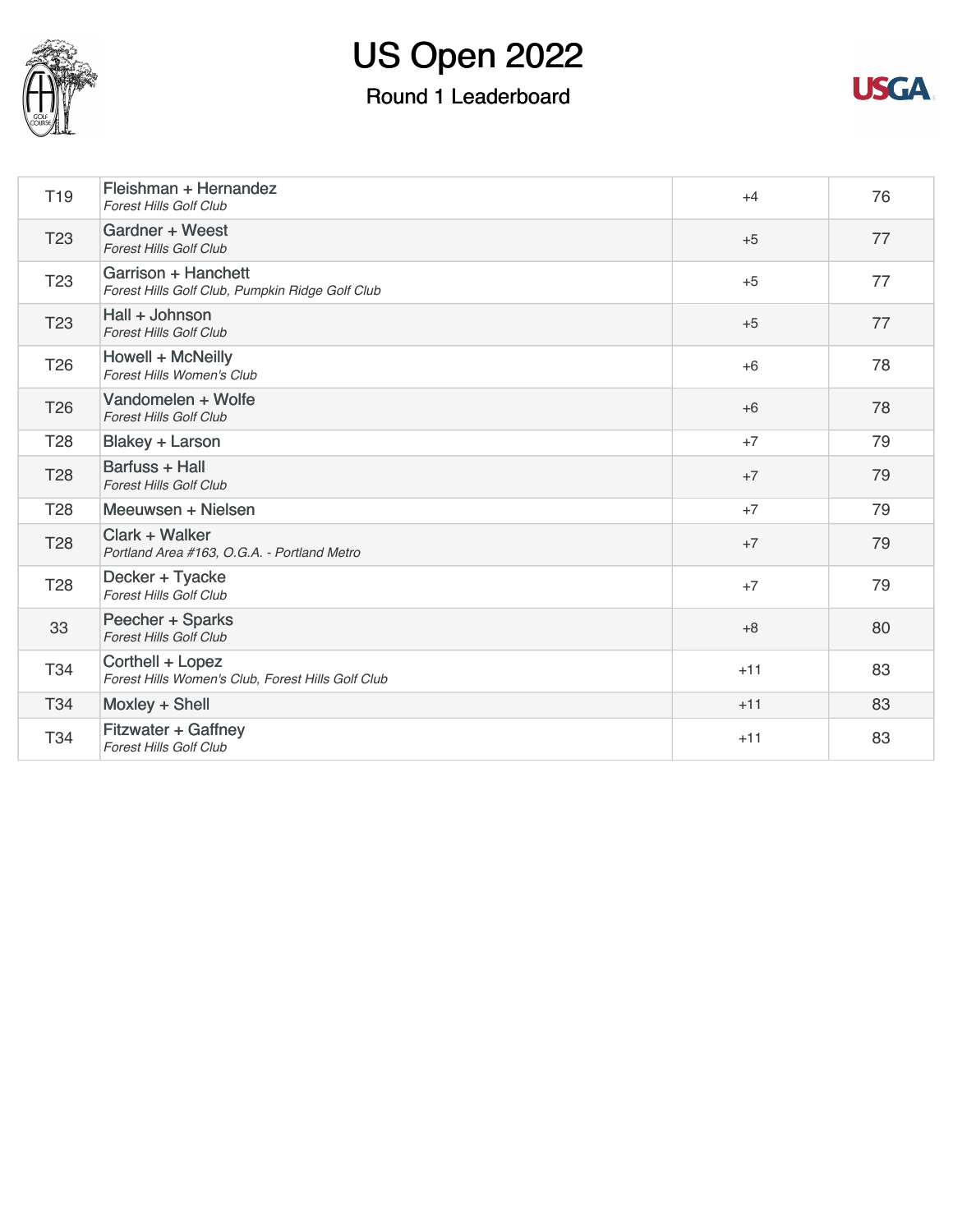# US Open 2022

## Round 1 Leaderboard

| | | | |
|---|---|---|---|
| T19 | Fleishman + Hernandez<br>*Forest Hills Golf Club* | +4 | 76 |
| T23 | Gardner + Weest<br>*Forest Hills Golf Club* | +5 | 77 |
| T23 | Garrison + Hanchett<br>*Forest Hills Golf Club, Pumpkin Ridge Golf Club* | +5 | 77 |
| T23 | Hall + Johnson<br>*Forest Hills Golf Club* | +5 | 77 |
| T26 | Howell + McNeilly<br>*Forest Hills Women's Club* | +6 | 78 |
| T26 | Vandomelen + Wolfe<br>*Forest Hills Golf Club* | +6 | 78 |
| T28 | Blakey + Larson | +7 | 79 |
| T28 | Barfuss + Hall<br>*Forest Hills Golf Club* | +7 | 79 |
| T28 | Meeuwsen + Nielsen | +7 | 79 |
| T28 | Clark + Walker<br>*Portland Area #163, O.G.A. - Portland Metro* | +7 | 79 |
| T28 | Decker + Tyacke<br>*Forest Hills Golf Club* | +7 | 79 |
| 33 | Peecher + Sparks<br>*Forest Hills Golf Club* | +8 | 80 |
| T34 | Corthell + Lopez<br>*Forest Hills Women's Club, Forest Hills Golf Club* | +11 | 83 |
| T34 | Moxley + Shell | +11 | 83 |
| T34 | Fitzwater + Gaffney<br>*Forest Hills Golf Club* | +11 | 83 |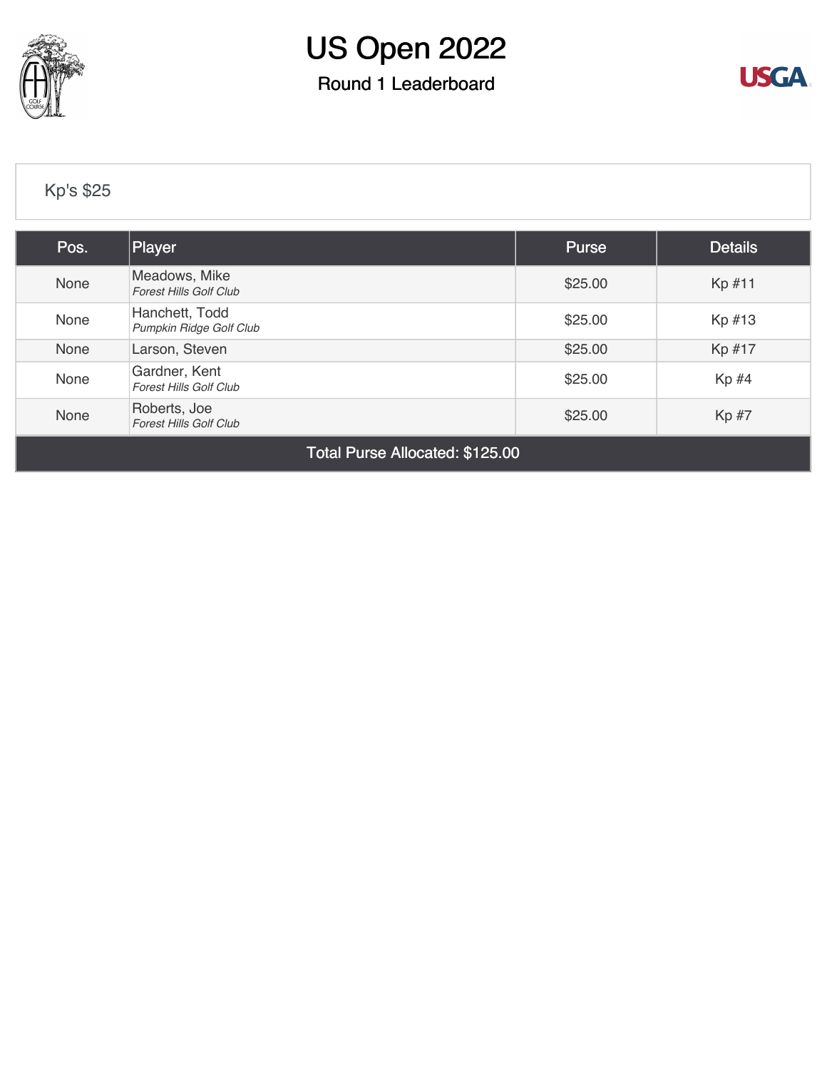# US Open 2022

## Round 1 Leaderboard

Kp's $25

| Pos. | Player | Purse | Details |
|---|---|---|---|
| None | Meadows, Mike<br>*Forest Hills Golf Club* | $25.00 | Kp #11 |
| None | Hanchett, Todd<br>*Pumpkin Ridge Golf Club* | $25.00 | Kp #13 |
| None | Larson, Steven | $25.00 | Kp #17 |
| None | Gardner, Kent<br>*Forest Hills Golf Club* | $25.00 | Kp #4 |
| None | Roberts, Joe<br>*Forest Hills Golf Club* | $25.00 | Kp #7 |

Total Purse Allocated: $125.00